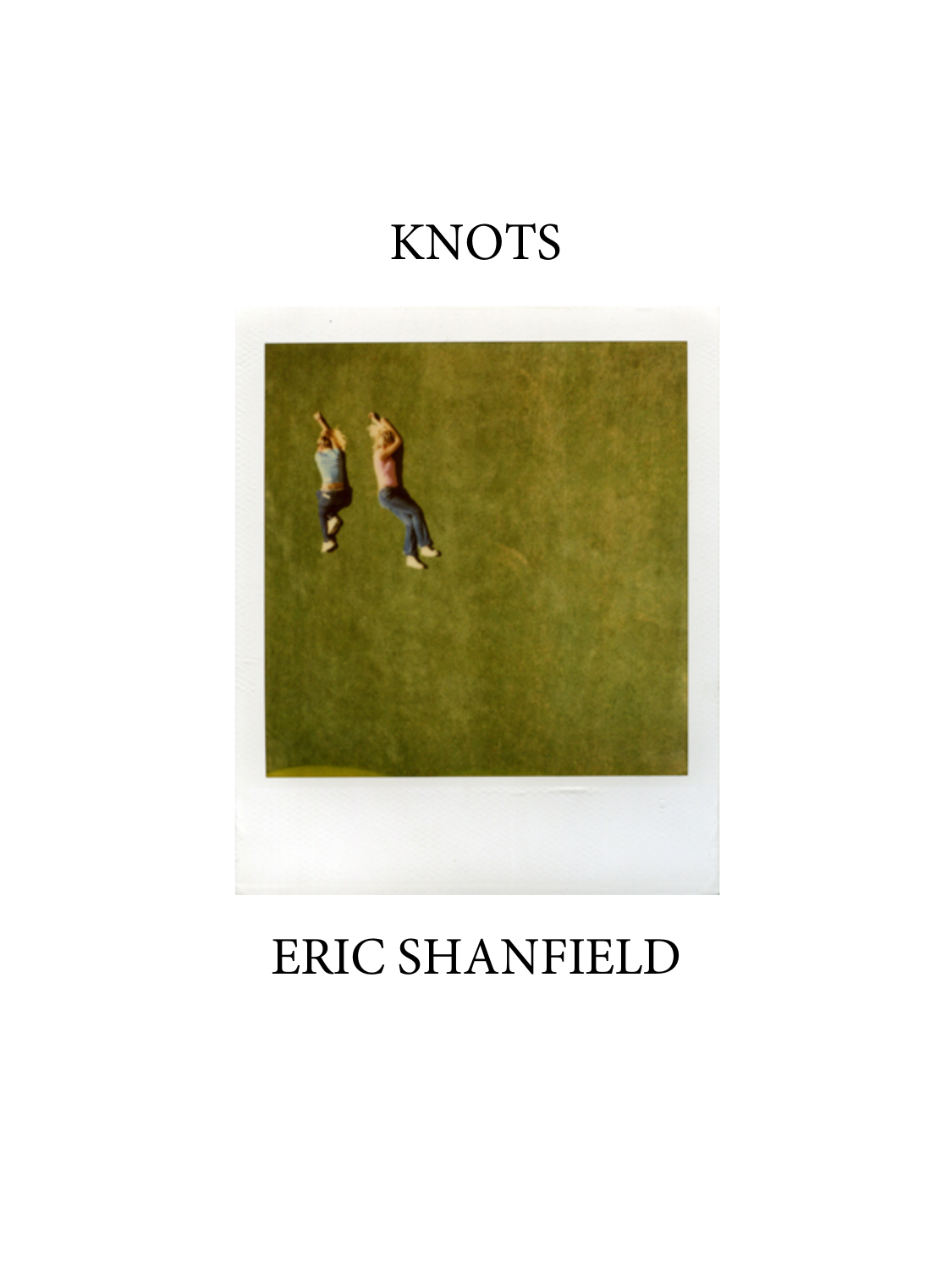# KNOTS

ERIC SHANFIELD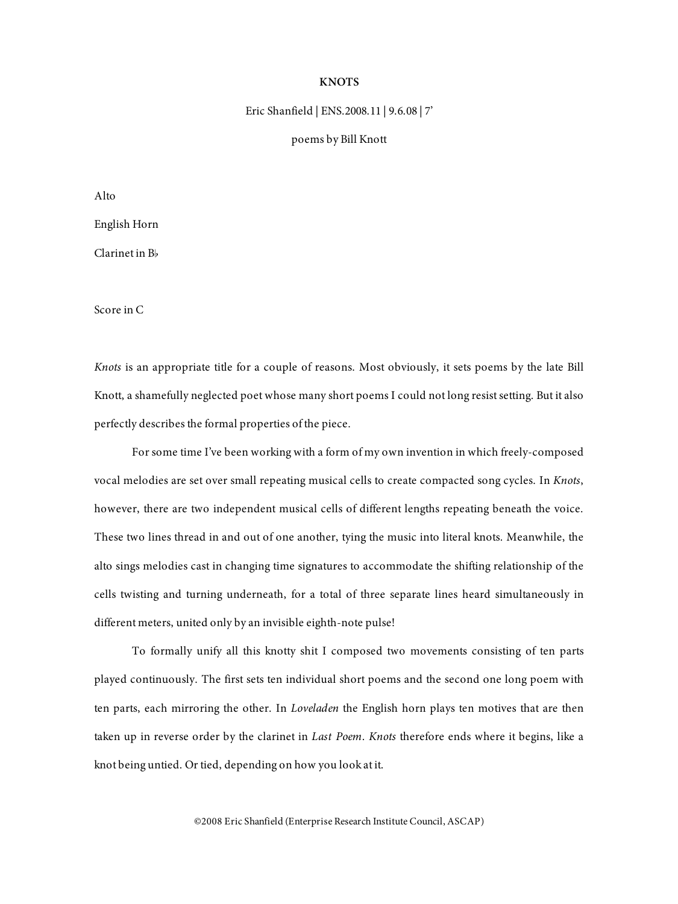# KNOTS

Eric Shanfield | ENS.2008.11 | 9.6.08 | 7'

poems by Bill Knott

Alto

English Horn

Clarinet in B♭

Score in C

*Knots* is an appropriate title for a couple of reasons. Most obviously, it sets poems by the late Bill Knott, a shamefully neglected poet whose many short poems I could not long resist setting. But it also perfectly describes the formal properties of the piece.

For some time I've been working with a form of my own invention in which freely-composed vocal melodies are set over small repeating musical cells to create compacted song cycles. In *Knots*, however, there are two independent musical cells of different lengths repeating beneath the voice. These two lines thread in and out of one another, tying the music into literal knots. Meanwhile, the alto sings melodies cast in changing time signatures to accommodate the shifting relationship of the cells twisting and turning underneath, for a total of three separate lines heard simultaneously in different meters, united only by an invisible eighth-note pulse!

To formally unify all this knotty shit I composed two movements consisting of ten parts played continuously. The first sets ten individual short poems and the second one long poem with ten parts, each mirroring the other. In *Loveladen* the English horn plays ten motives that are then taken up in reverse order by the clarinet in *Last Poem*. *Knots* therefore ends where it begins, like a knot being untied. Or tied, depending on how you look at it.

©2008 Eric Shanfield (Enterprise Research Institute Council, ASCAP)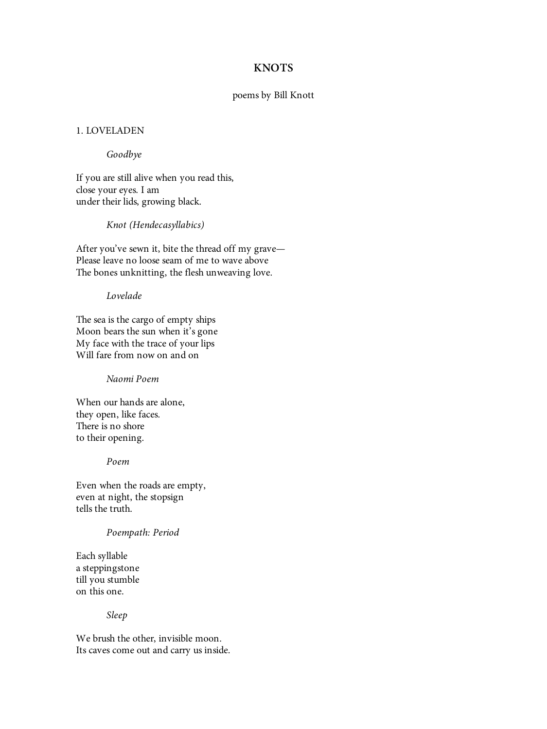# KNOTS

poems by Bill Knott

## 1. LOVELADEN

### *Goodbye*

If you are still alive when you read this,  
close your eyes. I am  
under their lids, growing black.

### *Knot (Hendecasyllabics)*

After you've sewn it, bite the thread off my grave—  
Please leave no loose seam of me to wave above  
The bones unknitting, the flesh unweaving love.

### *Lovelade*

The sea is the cargo of empty ships  
Moon bears the sun when it's gone  
My face with the trace of your lips  
Will fare from now on and on

### *Naomi Poem*

When our hands are alone,  
they open, like faces.  
There is no shore  
to their opening.

### *Poem*

Even when the roads are empty,  
even at night, the stopsign  
tells the truth.

### *Poempath: Period*

Each syllable  
a steppingstone  
till you stumble  
on this one.

### *Sleep*

We brush the other, invisible moon.  
Its caves come out and carry us inside.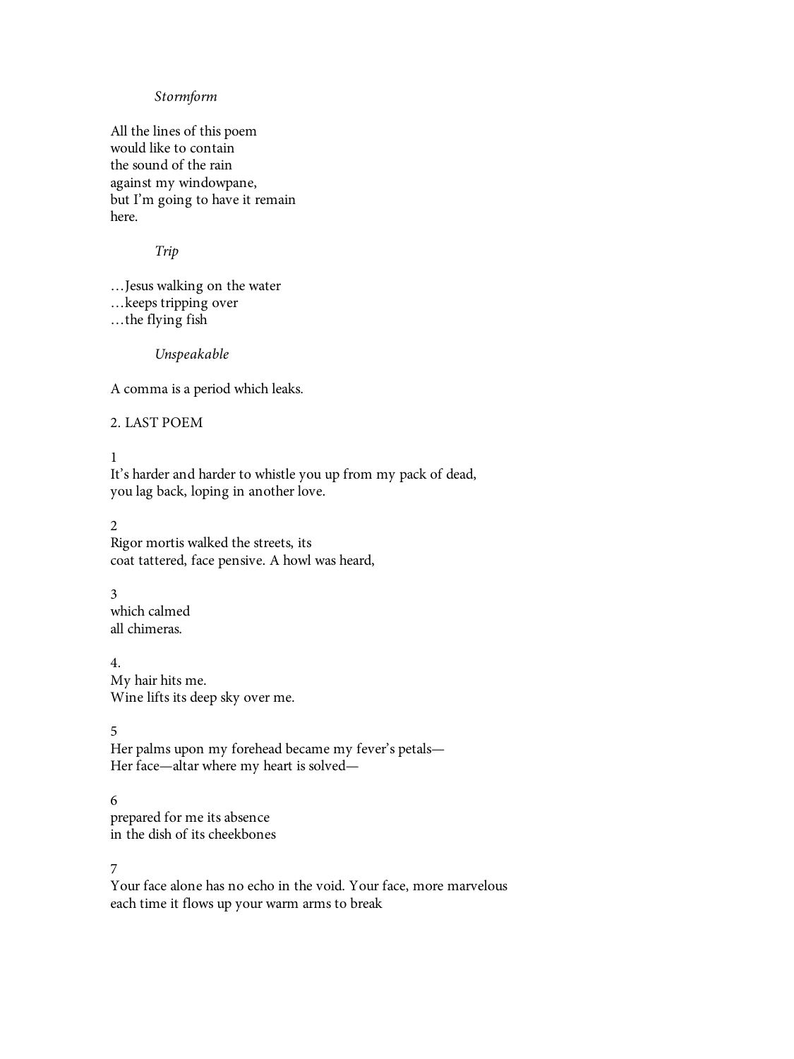*Stormform*

All the lines of this poem  
would like to contain  
the sound of the rain  
against my windowpane,  
but I'm going to have it remain  
here.

*Trip*

…Jesus walking on the water  
…keeps tripping over  
…the flying fish

*Unspeakable*

A comma is a period which leaks.

2. LAST POEM

1  
It's harder and harder to whistle you up from my pack of dead,  
you lag back, loping in another love.

2  
Rigor mortis walked the streets, its  
coat tattered, face pensive. A howl was heard,

3  
which calmed  
all chimeras.

4.  
My hair hits me.  
Wine lifts its deep sky over me.

5  
Her palms upon my forehead became my fever's petals—  
Her face—altar where my heart is solved—

6  
prepared for me its absence  
in the dish of its cheekbones

7  
Your face alone has no echo in the void. Your face, more marvelous  
each time it flows up your warm arms to break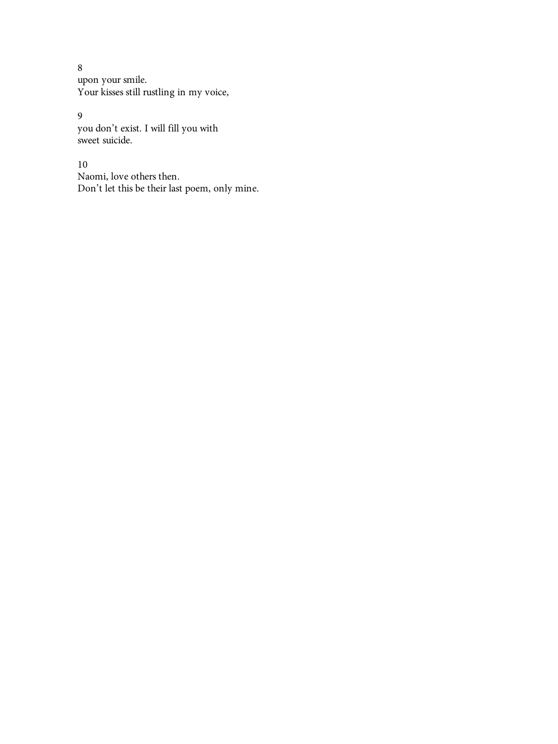8
upon your smile.
Your kisses still rustling in my voice,

9
you don't exist. I will fill you with
sweet suicide.

10
Naomi, love others then.
Don't let this be their last poem, only mine.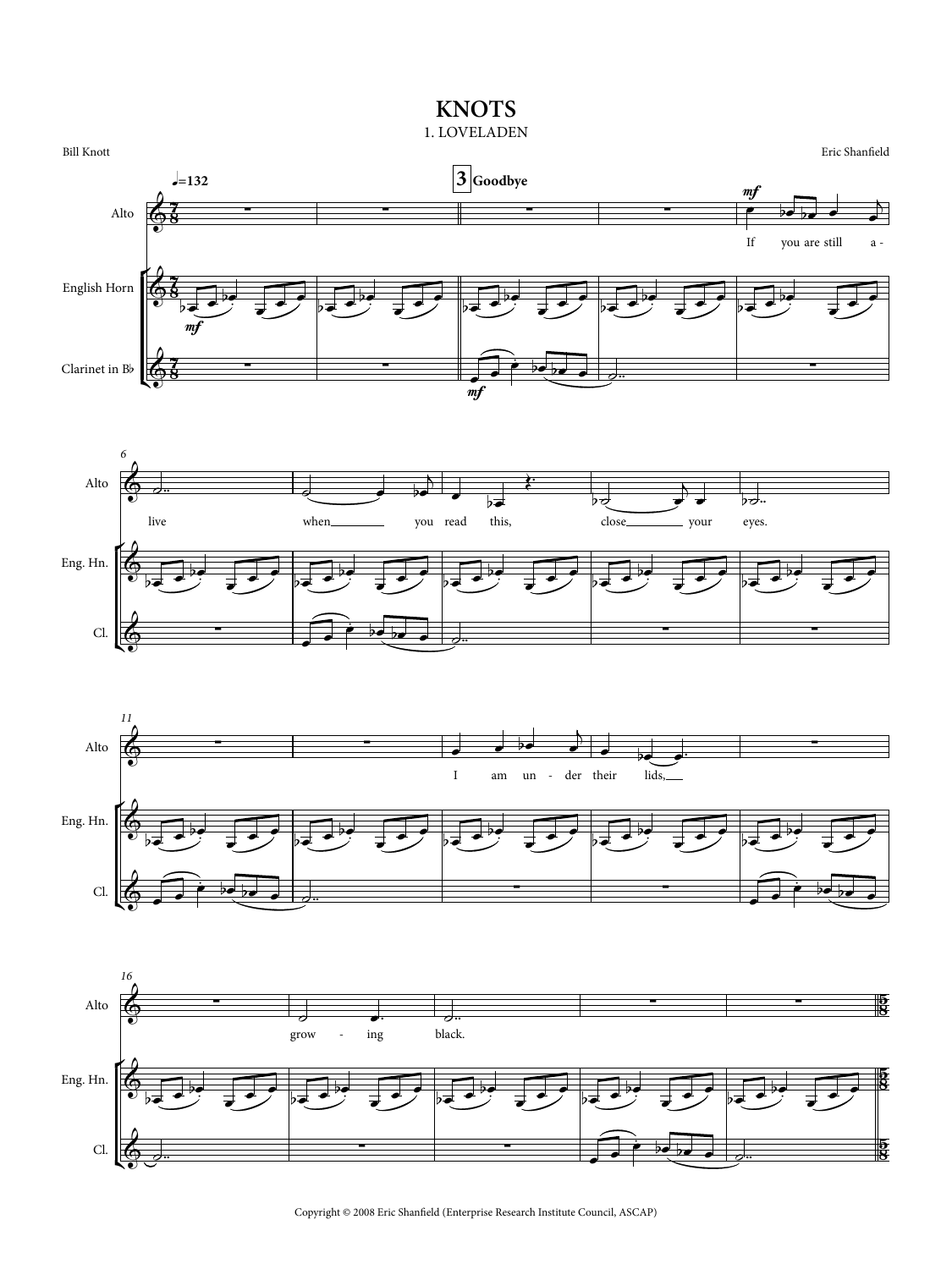# KNOTS

## 1. LOVELADEN

Bill Knott

Eric Shanfield

Copyright © 2008 Eric Shanfield (Enterprise Research Institute Council, ASCAP)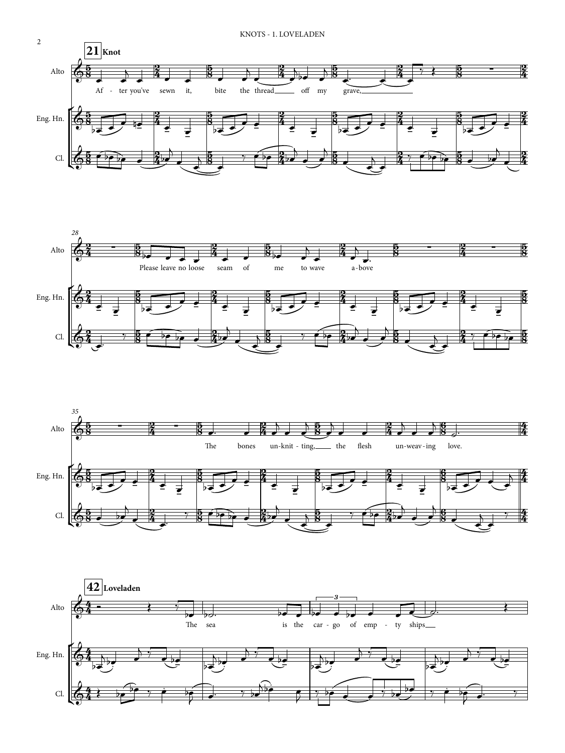**21** **Knot**

Alto

Af - ter you've sewn it, bite the thread off my grave,

Please leave no loose seam of me to wave a-bove

The bones un-knit - ting, the flesh un-weav-ing love.

**42** **Loveladen**

The sea is the car - go of emp - ty ships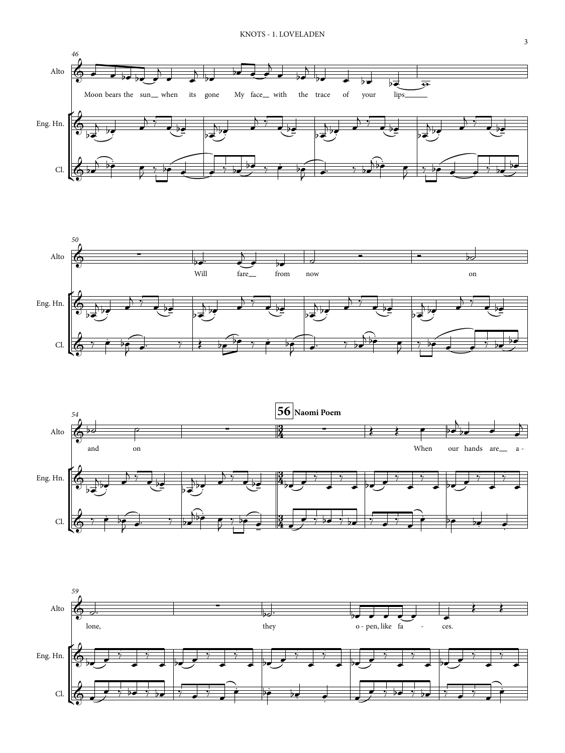Alto

Moon bears the sun when its gone My face with the trace of your lips

Eng. Hn.

Cl.

Will fare from now on

**56** **Naomi Poem**

and on

When our hands are a - lone, they o - pen, like fa - ces.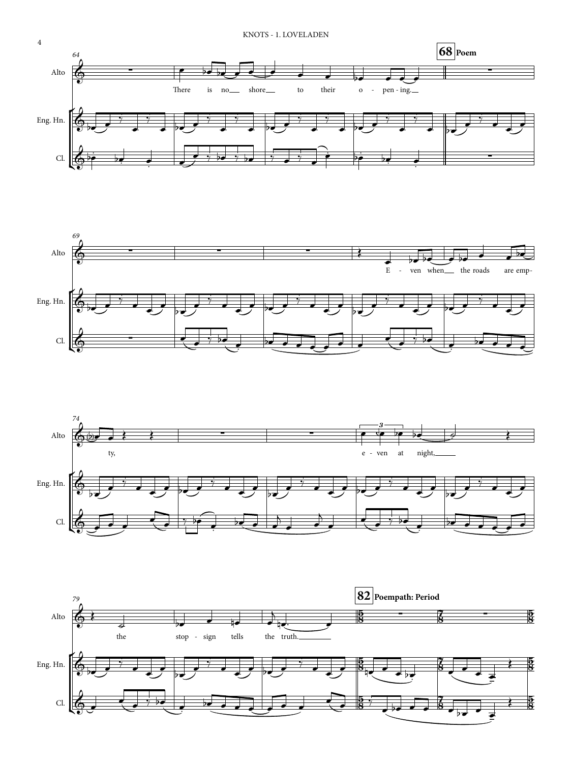64

Alto

There is no shore to their o - pen - ing.

**68 Poem**

Eng. Hn.

Cl.

69

Alto

E - ven when the roads are emp-

Eng. Hn.

Cl.

74

Alto

ty,

e - ven at night,

Eng. Hn.

Cl.

79

Alto

the stop - sign tells the truth.

**82 Poempath: Period**

Eng. Hn.

Cl.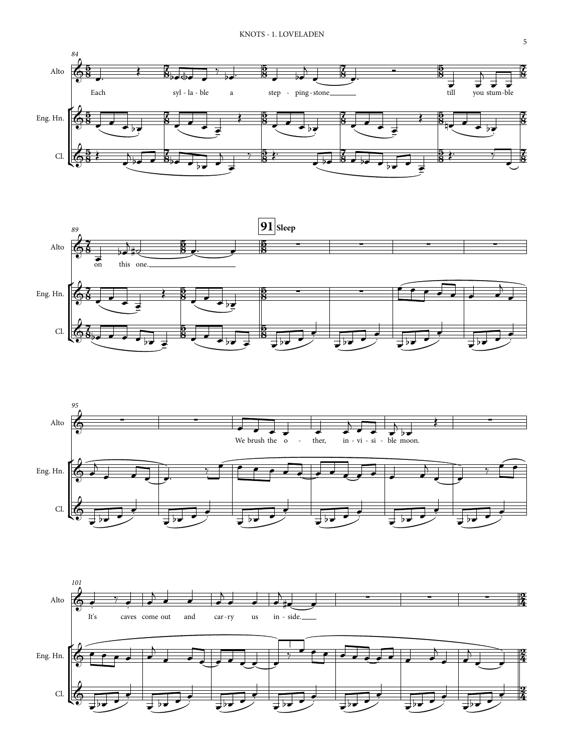**91 Sleep**

Alto: Each syl-la-ble a step-ping-stone till you stum-ble on this one.

We brush the o-ther, in-vi-si-ble moon.

It's caves come out and car-ry us in-side.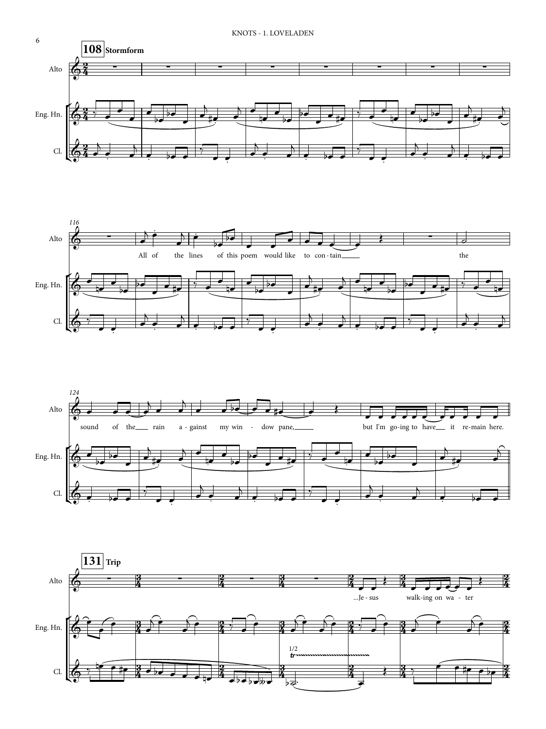**108** **Stormform**

Alto

Eng. Hn.

Cl.

116

All of the lines of this poem would like to con - tain the

124

sound of the rain a - gainst my win - dow pane, but I'm go-ing to have it re-main here.

**131** **Trip**

...Je - sus walk-ing on wa - ter

1/2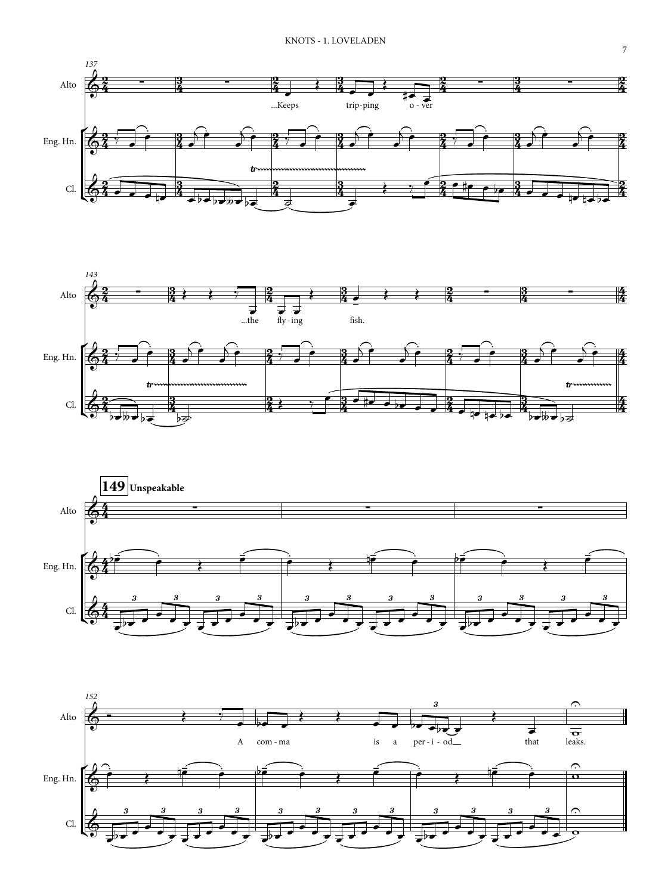**149** **Unspeakable**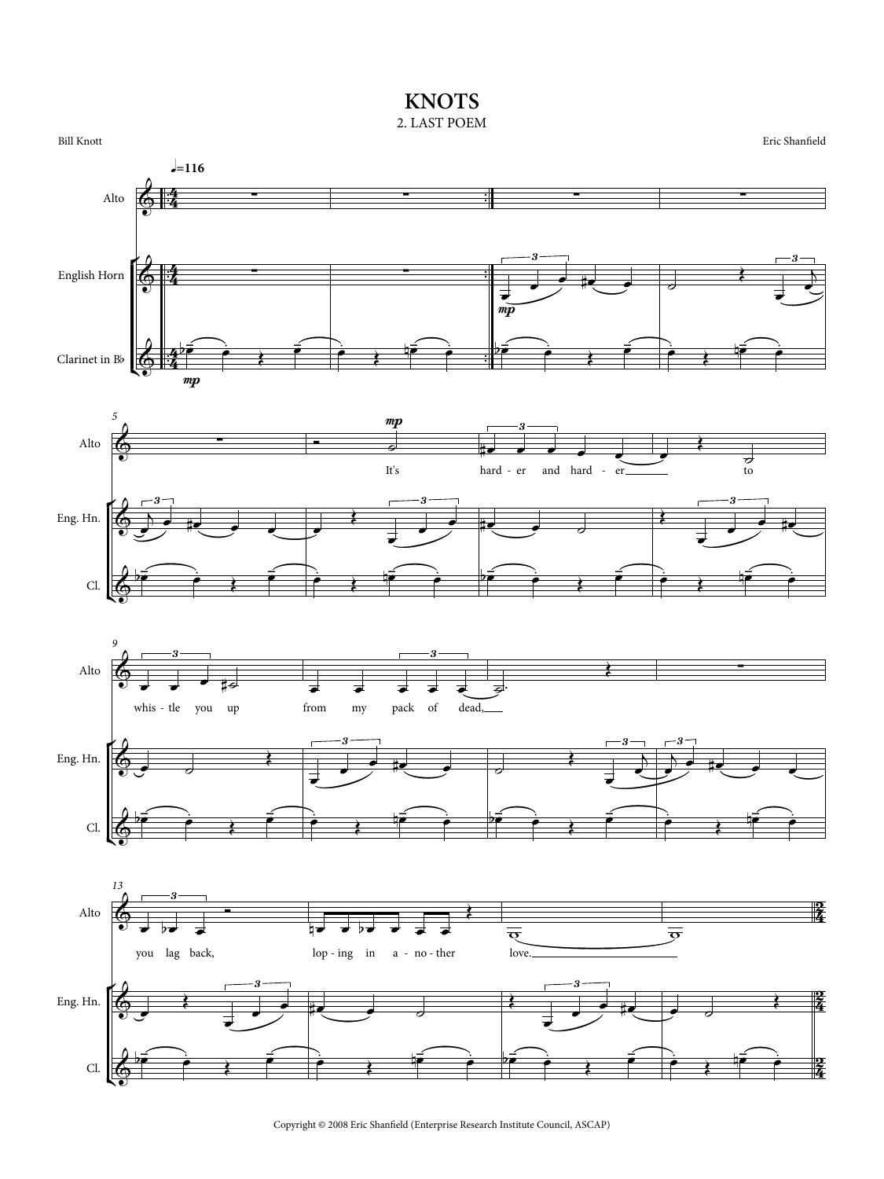# KNOTS

## 2. LAST POEM

Bill Knott

Eric Shanfield

Copyright © 2008 Eric Shanfield (Enterprise Research Institute Council, ASCAP)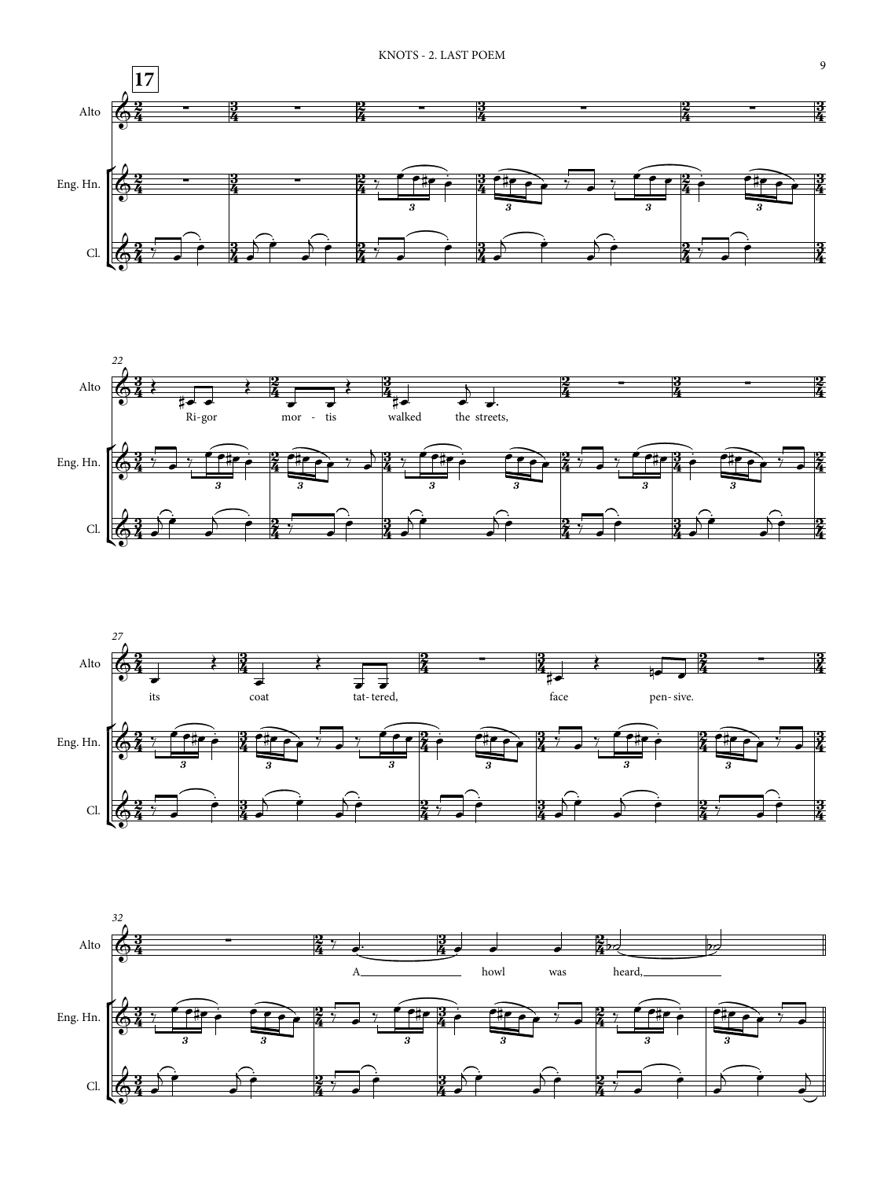**17**

Alto

Eng. Hn.

Cl.

22

Ri-gor mor - tis walked the streets,

27

its coat tat-tered, face pen-sive.

32

A howl was heard,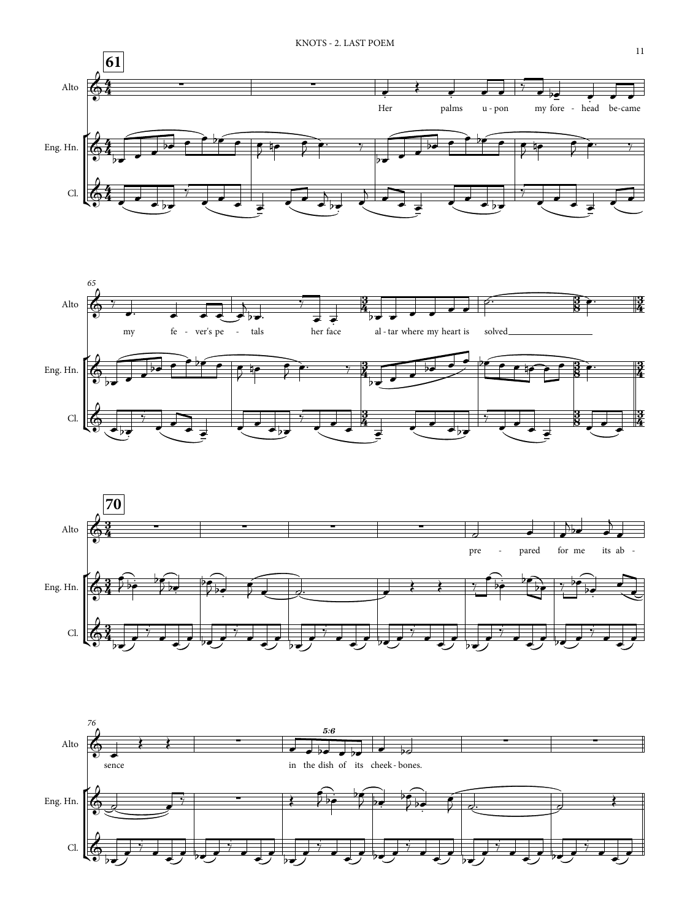61

Alto

Eng. Hn.

Cl.

Her palms u - pon my fore - head be-came

65

my fe - ver's pe - tals her face al - tar where my heart is solved

70

pre - pared for me its ab -

76

sence in the dish of its cheek - bones.

5:6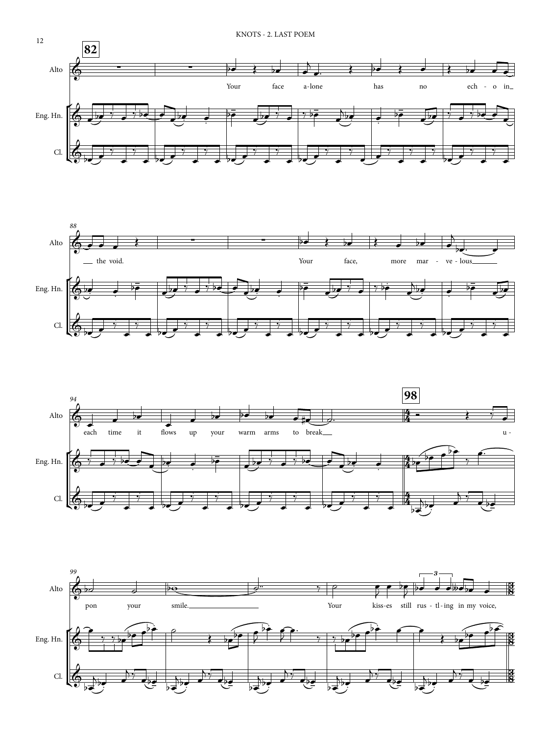**82**

Alto

Eng. Hn.

Cl.

Your face a-lone has no ech - o in the void.

*88*

Your face, more mar - ve - lous

*94*

each time it flows up your warm arms to break

**98**

u - pon your smile.

*99*

Your kiss-es still rus - tl - ing in my voice,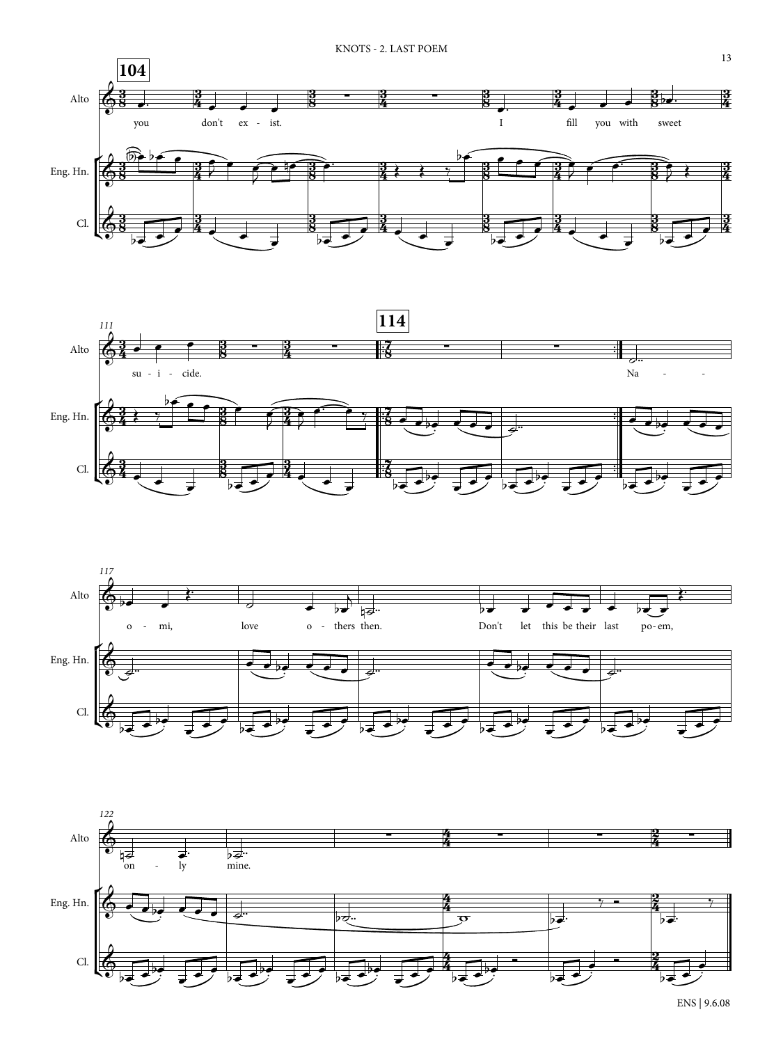**104**

Alto: you don't ex - ist. I fill you with sweet

Eng. Hn.

Cl.

111

**114**

Alto: su - i - cide. Na -

117

Alto: o - mi, love o - thers then. Don't let this be their last po- em,

122

Alto: on - ly mine.